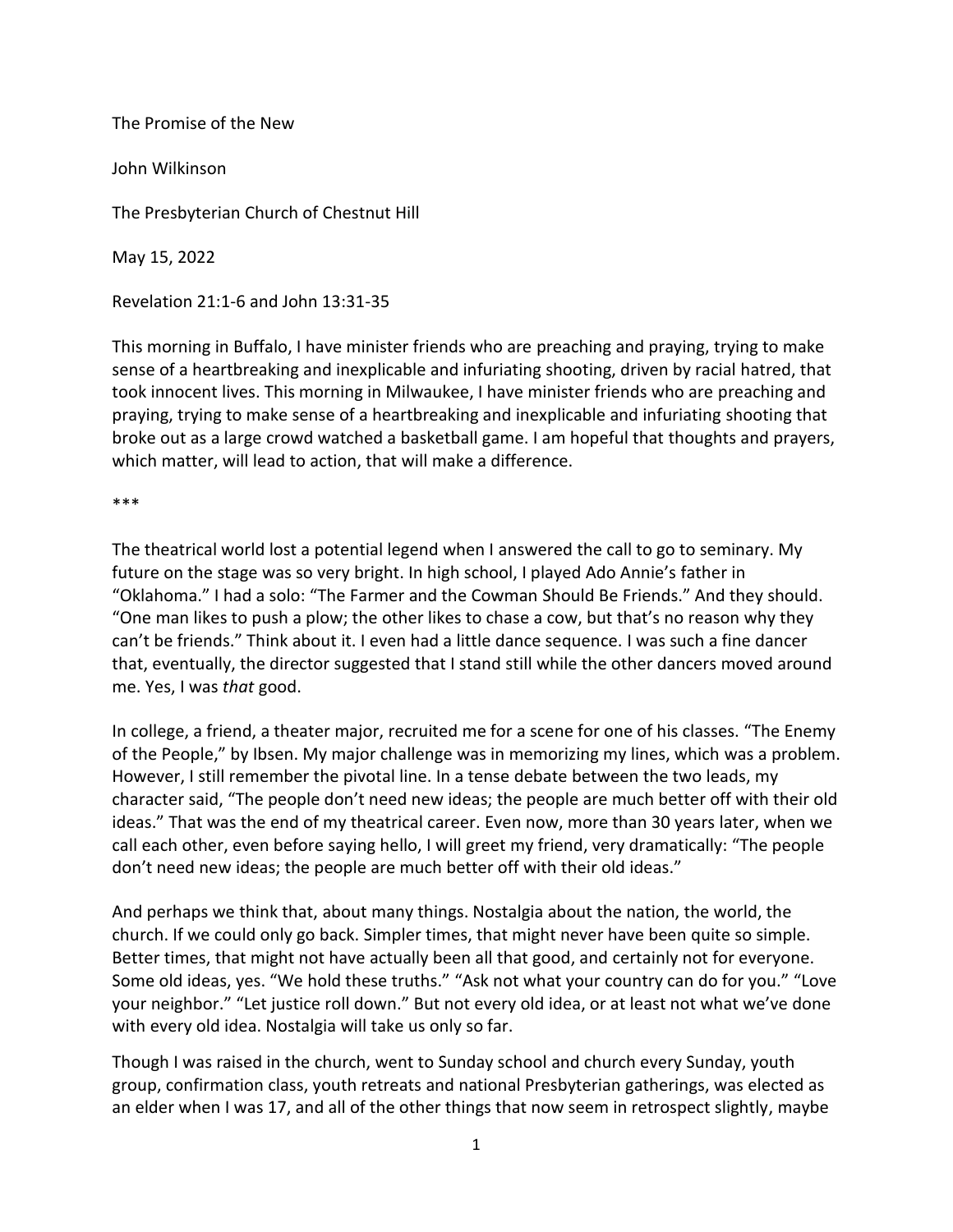The Promise of the New

John Wilkinson

The Presbyterian Church of Chestnut Hill

May 15, 2022

Revelation 21:1-6 and John 13:31-35

This morning in Buffalo, I have minister friends who are preaching and praying, trying to make sense of a heartbreaking and inexplicable and infuriating shooting, driven by racial hatred, that took innocent lives. This morning in Milwaukee, I have minister friends who are preaching and praying, trying to make sense of a heartbreaking and inexplicable and infuriating shooting that broke out as a large crowd watched a basketball game. I am hopeful that thoughts and prayers, which matter, will lead to action, that will make a difference.

\*\*\*

The theatrical world lost a potential legend when I answered the call to go to seminary. My future on the stage was so very bright. In high school, I played Ado Annie's father in "Oklahoma." I had a solo: "The Farmer and the Cowman Should Be Friends." And they should. "One man likes to push a plow; the other likes to chase a cow, but that's no reason why they can't be friends." Think about it. I even had a little dance sequence. I was such a fine dancer that, eventually, the director suggested that I stand still while the other dancers moved around me. Yes, I was *that* good.

In college, a friend, a theater major, recruited me for a scene for one of his classes. "The Enemy of the People," by Ibsen. My major challenge was in memorizing my lines, which was a problem. However, I still remember the pivotal line. In a tense debate between the two leads, my character said, "The people don't need new ideas; the people are much better off with their old ideas." That was the end of my theatrical career. Even now, more than 30 years later, when we call each other, even before saying hello, I will greet my friend, very dramatically: "The people don't need new ideas; the people are much better off with their old ideas."

And perhaps we think that, about many things. Nostalgia about the nation, the world, the church. If we could only go back. Simpler times, that might never have been quite so simple. Better times, that might not have actually been all that good, and certainly not for everyone. Some old ideas, yes. "We hold these truths." "Ask not what your country can do for you." "Love your neighbor." "Let justice roll down." But not every old idea, or at least not what we've done with every old idea. Nostalgia will take us only so far.

Though I was raised in the church, went to Sunday school and church every Sunday, youth group, confirmation class, youth retreats and national Presbyterian gatherings, was elected as an elder when I was 17, and all of the other things that now seem in retrospect slightly, maybe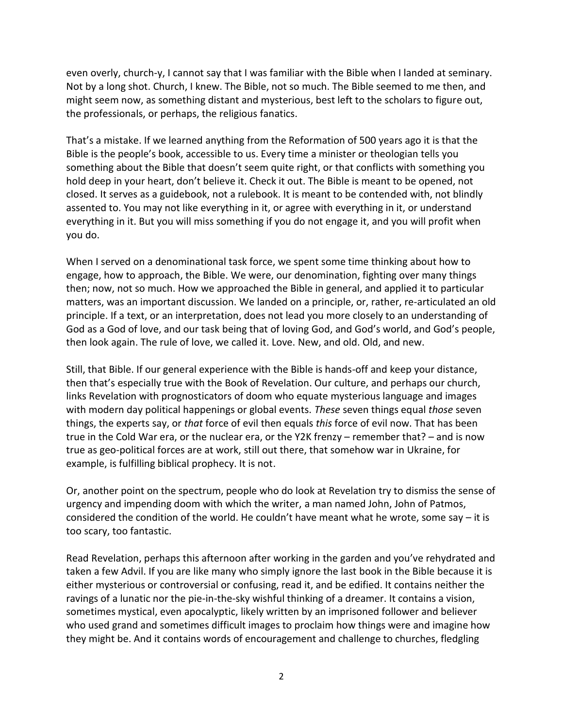even overly, church-y, I cannot say that I was familiar with the Bible when I landed at seminary. Not by a long shot. Church, I knew. The Bible, not so much. The Bible seemed to me then, and might seem now, as something distant and mysterious, best left to the scholars to figure out, the professionals, or perhaps, the religious fanatics.

That's a mistake. If we learned anything from the Reformation of 500 years ago it is that the Bible is the people's book, accessible to us. Every time a minister or theologian tells you something about the Bible that doesn't seem quite right, or that conflicts with something you hold deep in your heart, don't believe it. Check it out. The Bible is meant to be opened, not closed. It serves as a guidebook, not a rulebook. It is meant to be contended with, not blindly assented to. You may not like everything in it, or agree with everything in it, or understand everything in it. But you will miss something if you do not engage it, and you will profit when you do.

When I served on a denominational task force, we spent some time thinking about how to engage, how to approach, the Bible. We were, our denomination, fighting over many things then; now, not so much. How we approached the Bible in general, and applied it to particular matters, was an important discussion. We landed on a principle, or, rather, re-articulated an old principle. If a text, or an interpretation, does not lead you more closely to an understanding of God as a God of love, and our task being that of loving God, and God's world, and God's people, then look again. The rule of love, we called it. Love. New, and old. Old, and new.

Still, that Bible. If our general experience with the Bible is hands-off and keep your distance, then that's especially true with the Book of Revelation. Our culture, and perhaps our church, links Revelation with prognosticators of doom who equate mysterious language and images with modern day political happenings or global events. *These* seven things equal *those* seven things, the experts say, or *that* force of evil then equals *this* force of evil now. That has been true in the Cold War era, or the nuclear era, or the Y2K frenzy – remember that? – and is now true as geo-political forces are at work, still out there, that somehow war in Ukraine, for example, is fulfilling biblical prophecy. It is not.

Or, another point on the spectrum, people who do look at Revelation try to dismiss the sense of urgency and impending doom with which the writer, a man named John, John of Patmos, considered the condition of the world. He couldn't have meant what he wrote, some say – it is too scary, too fantastic.

Read Revelation, perhaps this afternoon after working in the garden and you've rehydrated and taken a few Advil. If you are like many who simply ignore the last book in the Bible because it is either mysterious or controversial or confusing, read it, and be edified. It contains neither the ravings of a lunatic nor the pie-in-the-sky wishful thinking of a dreamer. It contains a vision, sometimes mystical, even apocalyptic, likely written by an imprisoned follower and believer who used grand and sometimes difficult images to proclaim how things were and imagine how they might be. And it contains words of encouragement and challenge to churches, fledgling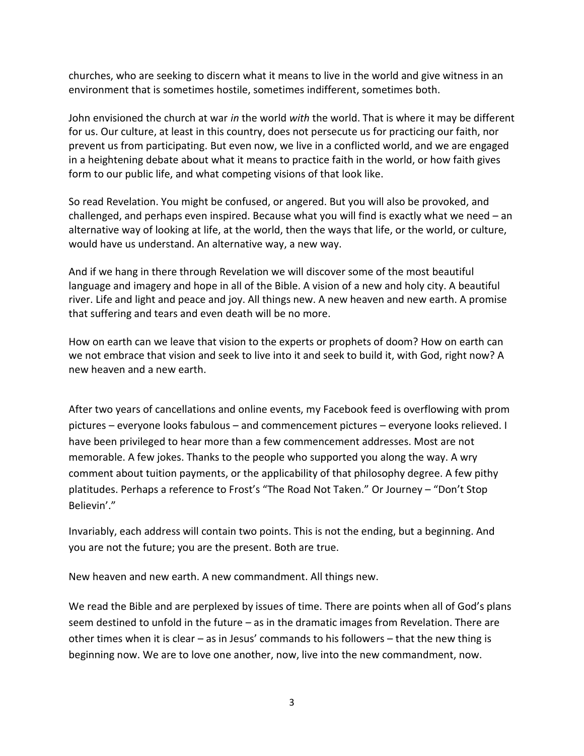churches, who are seeking to discern what it means to live in the world and give witness in an environment that is sometimes hostile, sometimes indifferent, sometimes both.

John envisioned the church at war *in* the world *with* the world. That is where it may be different for us. Our culture, at least in this country, does not persecute us for practicing our faith, nor prevent us from participating. But even now, we live in a conflicted world, and we are engaged in a heightening debate about what it means to practice faith in the world, or how faith gives form to our public life, and what competing visions of that look like.

So read Revelation. You might be confused, or angered. But you will also be provoked, and challenged, and perhaps even inspired. Because what you will find is exactly what we need – an alternative way of looking at life, at the world, then the ways that life, or the world, or culture, would have us understand. An alternative way, a new way.

And if we hang in there through Revelation we will discover some of the most beautiful language and imagery and hope in all of the Bible. A vision of a new and holy city. A beautiful river. Life and light and peace and joy. All things new. A new heaven and new earth. A promise that suffering and tears and even death will be no more.

How on earth can we leave that vision to the experts or prophets of doom? How on earth can we not embrace that vision and seek to live into it and seek to build it, with God, right now? A new heaven and a new earth.

After two years of cancellations and online events, my Facebook feed is overflowing with prom pictures – everyone looks fabulous – and commencement pictures – everyone looks relieved. I have been privileged to hear more than a few commencement addresses. Most are not memorable. A few jokes. Thanks to the people who supported you along the way. A wry comment about tuition payments, or the applicability of that philosophy degree. A few pithy platitudes. Perhaps a reference to Frost's "The Road Not Taken." Or Journey – "Don't Stop Believin'."

Invariably, each address will contain two points. This is not the ending, but a beginning. And you are not the future; you are the present. Both are true.

New heaven and new earth. A new commandment. All things new.

We read the Bible and are perplexed by issues of time. There are points when all of God's plans seem destined to unfold in the future – as in the dramatic images from Revelation. There are other times when it is clear – as in Jesus' commands to his followers – that the new thing is beginning now. We are to love one another, now, live into the new commandment, now.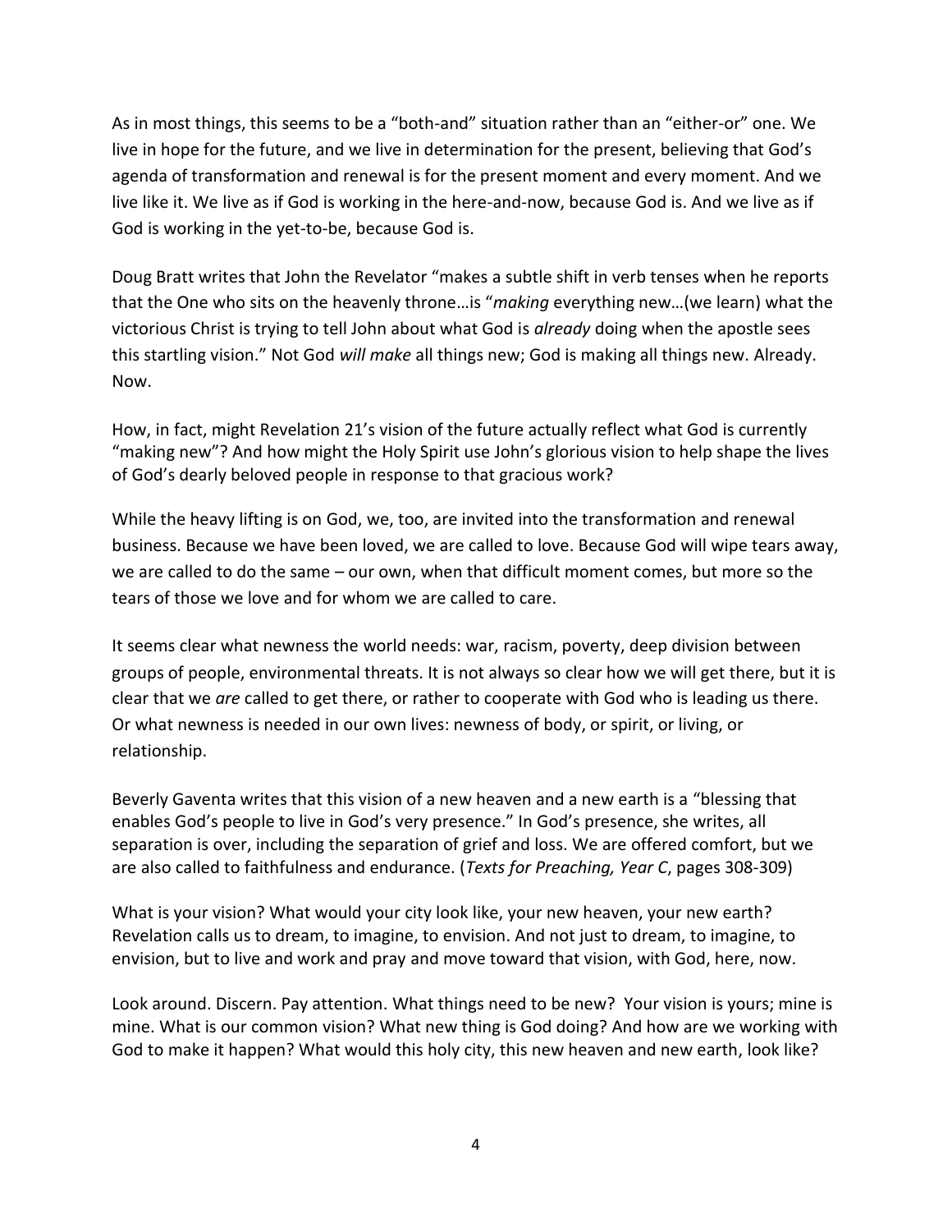As in most things, this seems to be a "both-and" situation rather than an "either-or" one. We live in hope for the future, and we live in determination for the present, believing that God's agenda of transformation and renewal is for the present moment and every moment. And we live like it. We live as if God is working in the here-and-now, because God is. And we live as if God is working in the yet-to-be, because God is.

Doug Bratt writes that John the Revelator "makes a subtle shift in verb tenses when he reports that the One who sits on the heavenly throne…is "*making* everything new…(we learn) what the victorious Christ is trying to tell John about what God is *already* doing when the apostle sees this startling vision." Not God *will make* all things new; God is making all things new. Already. Now.

How, in fact, might Revelation 21's vision of the future actually reflect what God is currently "making new"? And how might the Holy Spirit use John's glorious vision to help shape the lives of God's dearly beloved people in response to that gracious work?

While the heavy lifting is on God, we, too, are invited into the transformation and renewal business. Because we have been loved, we are called to love. Because God will wipe tears away, we are called to do the same – our own, when that difficult moment comes, but more so the tears of those we love and for whom we are called to care.

It seems clear what newness the world needs: war, racism, poverty, deep division between groups of people, environmental threats. It is not always so clear how we will get there, but it is clear that we *are* called to get there, or rather to cooperate with God who is leading us there. Or what newness is needed in our own lives: newness of body, or spirit, or living, or relationship.

Beverly Gaventa writes that this vision of a new heaven and a new earth is a "blessing that enables God's people to live in God's very presence." In God's presence, she writes, all separation is over, including the separation of grief and loss. We are offered comfort, but we are also called to faithfulness and endurance. (*Texts for Preaching, Year C*, pages 308-309)

What is your vision? What would your city look like, your new heaven, your new earth? Revelation calls us to dream, to imagine, to envision. And not just to dream, to imagine, to envision, but to live and work and pray and move toward that vision, with God, here, now.

Look around. Discern. Pay attention. What things need to be new? Your vision is yours; mine is mine. What is our common vision? What new thing is God doing? And how are we working with God to make it happen? What would this holy city, this new heaven and new earth, look like?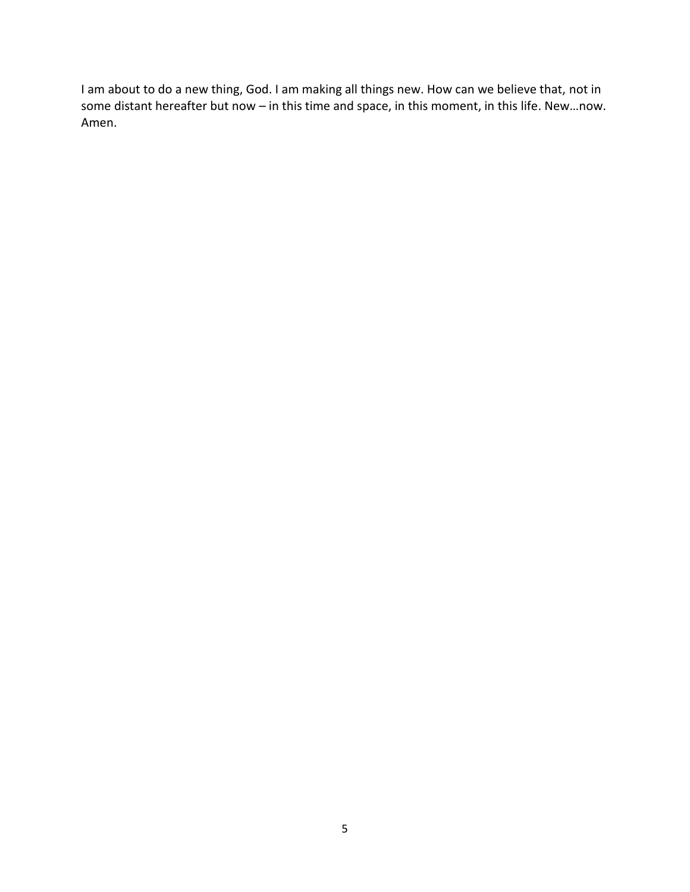I am about to do a new thing, God. I am making all things new. How can we believe that, not in some distant hereafter but now – in this time and space, in this moment, in this life. New…now. Amen.